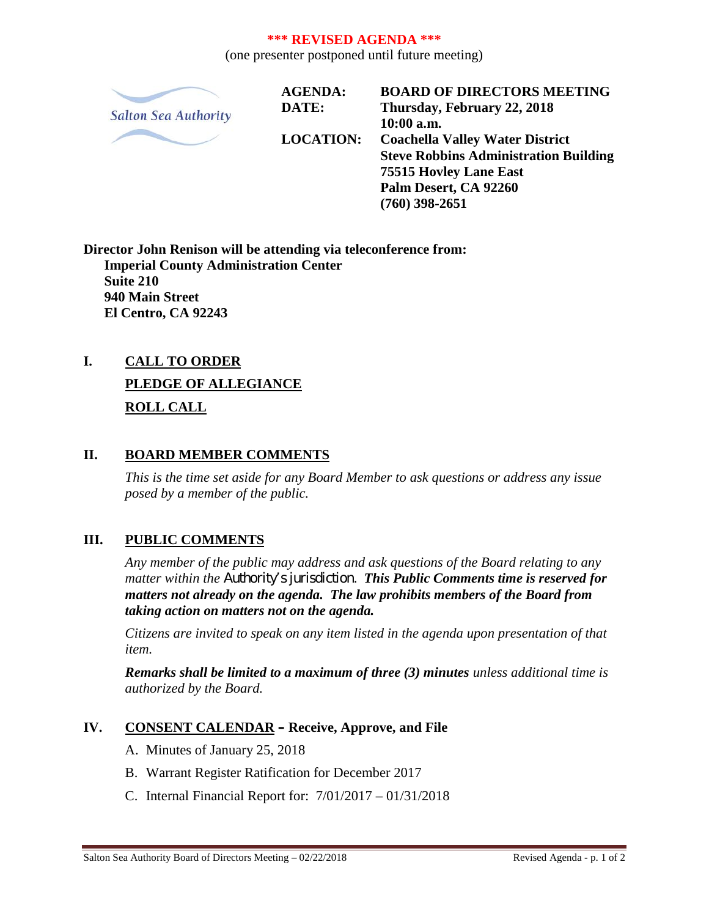**\*\*\* REVISED AGENDA \*\*\***

(one presenter postponed until future meeting)

Salton Sea Authority

| | |
|---|---|
| **AGENDA:** | **BOARD OF DIRECTORS MEETING** |
| **DATE:** | **Thursday, February 22, 2018** |
| | **10:00 a.m.** |
| **LOCATION:** | **Coachella Valley Water District** |
| | **Steve Robbins Administration Building** |
| | **75515 Hovley Lane East** |
| | **Palm Desert, CA 92260** |
| | **(760) 398-2651** |

**Director John Renison will be attending via teleconference from:**
**Imperial County Administration Center**
**Suite 210**
**940 Main Street**
**El Centro, CA 92243**

## I. CALL TO ORDER

**PLEDGE OF ALLEGIANCE**

**ROLL CALL**

## II. BOARD MEMBER COMMENTS

*This is the time set aside for any Board Member to ask questions or address any issue posed by a member of the public.*

## III. PUBLIC COMMENTS

*Any member of the public may address and ask questions of the Board relating to any matter within the Authority's jurisdiction.* ***This Public Comments time is reserved for matters not already on the agenda. The law prohibits members of the Board from taking action on matters not on the agenda.***

*Citizens are invited to speak on any item listed in the agenda upon presentation of that item.*

***Remarks shall be limited to a maximum of three (3) minutes*** *unless additional time is authorized by the Board.*

## IV. CONSENT CALENDAR – Receive, Approve, and File

A. Minutes of January 25, 2018

B. Warrant Register Ratification for December 2017

C. Internal Financial Report for: 7/01/2017 – 01/31/2018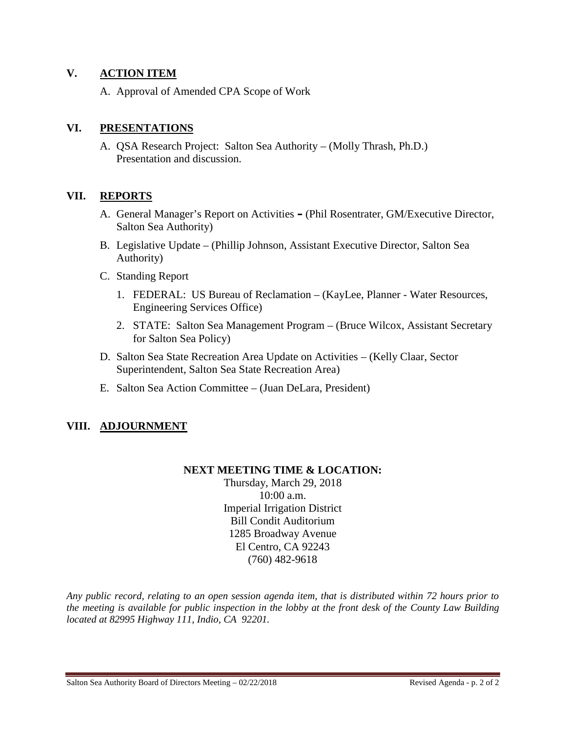## V. ACTION ITEM

A. Approval of Amended CPA Scope of Work

## VI. PRESENTATIONS

A. QSA Research Project: Salton Sea Authority – (Molly Thrash, Ph.D.) Presentation and discussion.

## VII. REPORTS

A. General Manager's Report on Activities **–** (Phil Rosentrater, GM/Executive Director, Salton Sea Authority)

B. Legislative Update – (Phillip Johnson, Assistant Executive Director, Salton Sea Authority)

C. Standing Report

1. FEDERAL: US Bureau of Reclamation – (KayLee, Planner - Water Resources, Engineering Services Office)
2. STATE: Salton Sea Management Program – (Bruce Wilcox, Assistant Secretary for Salton Sea Policy)

D. Salton Sea State Recreation Area Update on Activities – (Kelly Claar, Sector Superintendent, Salton Sea State Recreation Area)

E. Salton Sea Action Committee – (Juan DeLara, President)

## VIII. ADJOURNMENT

**NEXT MEETING TIME & LOCATION:**

Thursday, March 29, 2018
10:00 a.m.
Imperial Irrigation District
Bill Condit Auditorium
1285 Broadway Avenue
El Centro, CA 92243
(760) 482-9618

*Any public record, relating to an open session agenda item, that is distributed within 72 hours prior to the meeting is available for public inspection in the lobby at the front desk of the County Law Building located at 82995 Highway 111, Indio, CA 92201.*